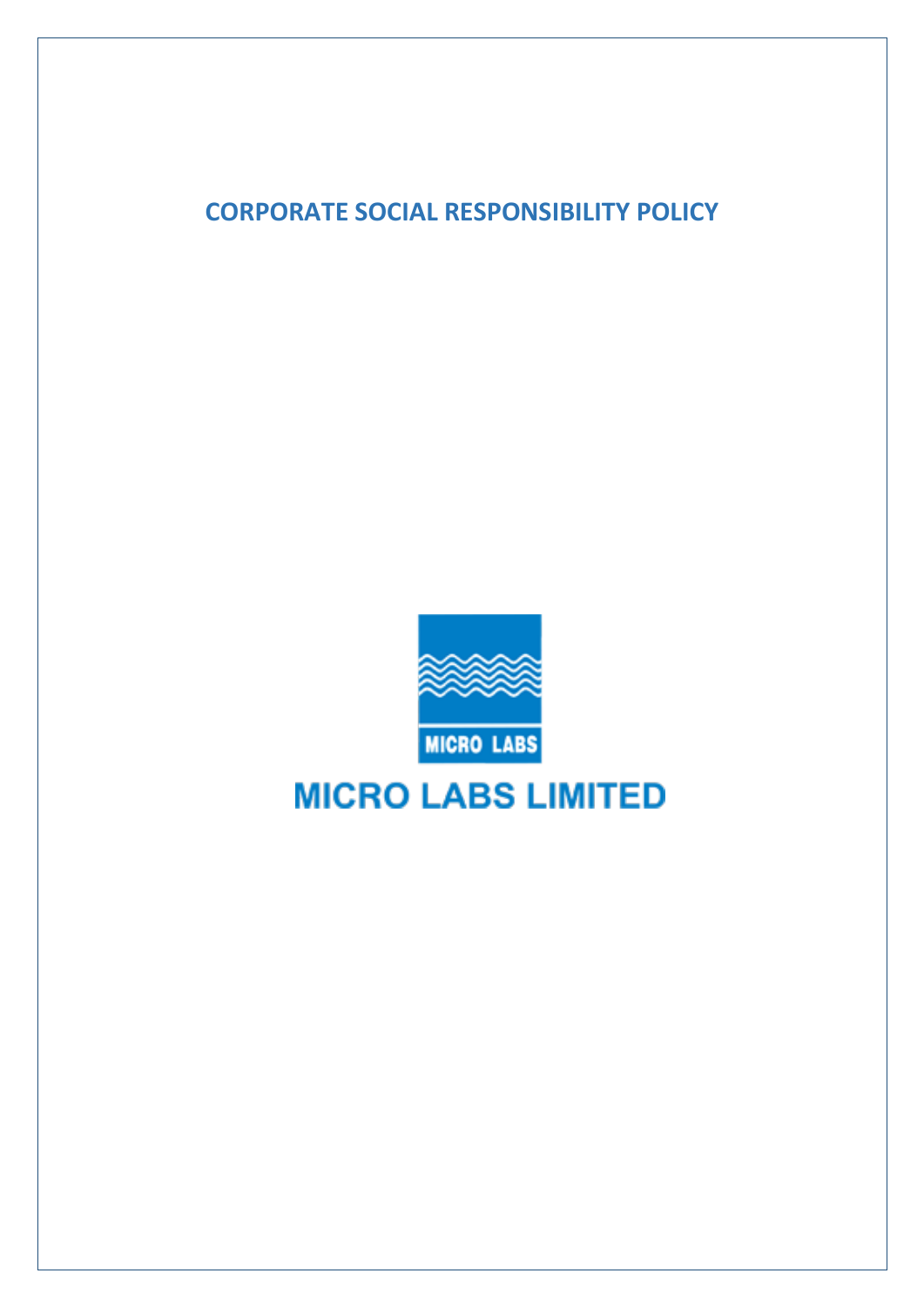# CORPORATE SOCIAL RESPONSIBILITY POLICY

MICRO LABS

MICRO LABS LIMITED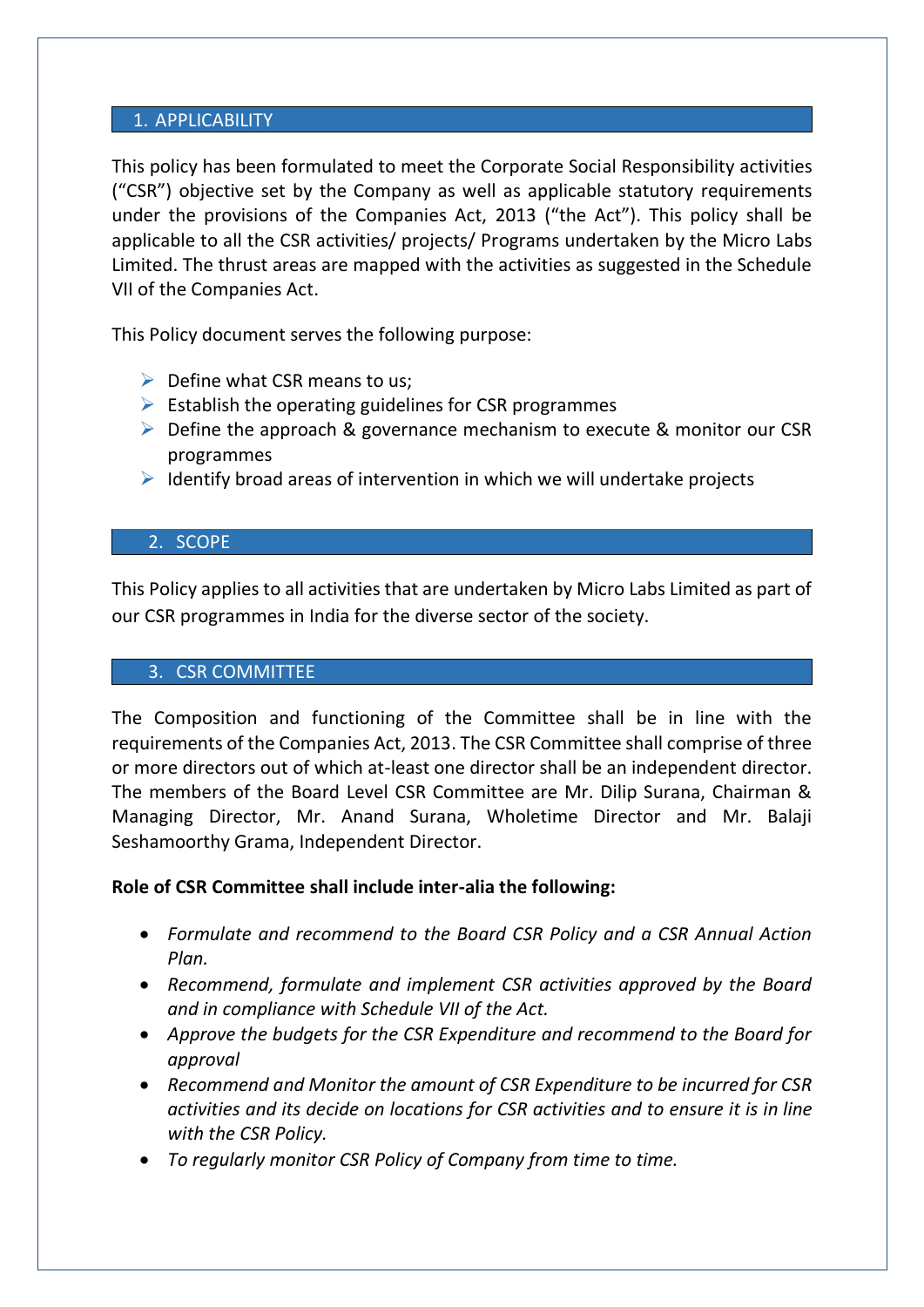## 1. APPLICABILITY

This policy has been formulated to meet the Corporate Social Responsibility activities ("CSR") objective set by the Company as well as applicable statutory requirements under the provisions of the Companies Act, 2013 ("the Act"). This policy shall be applicable to all the CSR activities/ projects/ Programs undertaken by the Micro Labs Limited. The thrust areas are mapped with the activities as suggested in the Schedule VII of the Companies Act.

This Policy document serves the following purpose:

- Define what CSR means to us;
- Establish the operating guidelines for CSR programmes
- Define the approach & governance mechanism to execute & monitor our CSR programmes
- Identify broad areas of intervention in which we will undertake projects

## 2. SCOPE

This Policy applies to all activities that are undertaken by Micro Labs Limited as part of our CSR programmes in India for the diverse sector of the society.

## 3. CSR COMMITTEE

The Composition and functioning of the Committee shall be in line with the requirements of the Companies Act, 2013. The CSR Committee shall comprise of three or more directors out of which at-least one director shall be an independent director. The members of the Board Level CSR Committee are Mr. Dilip Surana, Chairman & Managing Director, Mr. Anand Surana, Wholetime Director and Mr. Balaji Seshamoorthy Grama, Independent Director.

**Role of CSR Committee shall include inter-alia the following:**

- *Formulate and recommend to the Board CSR Policy and a CSR Annual Action Plan.*
- *Recommend, formulate and implement CSR activities approved by the Board and in compliance with Schedule VII of the Act.*
- *Approve the budgets for the CSR Expenditure and recommend to the Board for approval*
- *Recommend and Monitor the amount of CSR Expenditure to be incurred for CSR activities and its decide on locations for CSR activities and to ensure it is in line with the CSR Policy.*
- *To regularly monitor CSR Policy of Company from time to time.*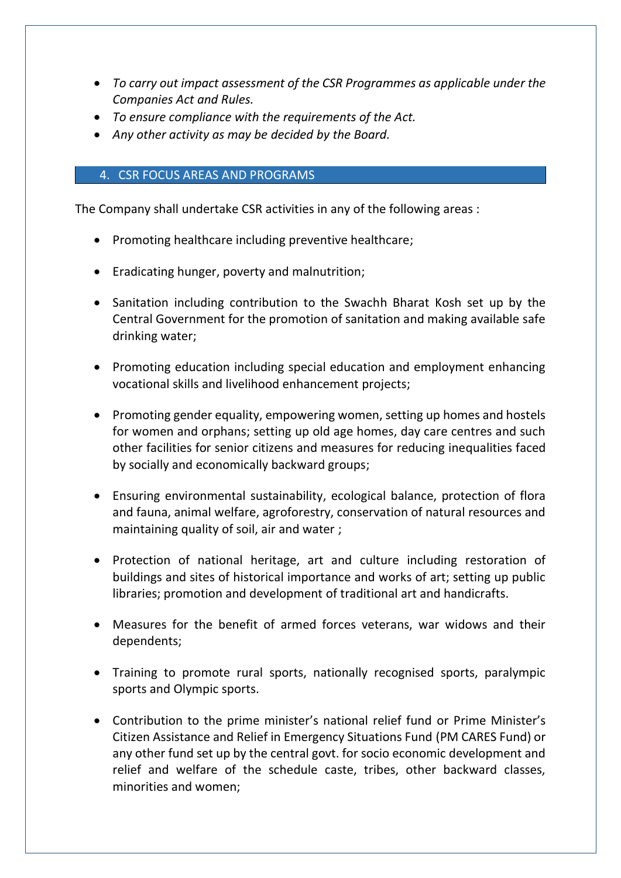- *To carry out impact assessment of the CSR Programmes as applicable under the Companies Act and Rules.*
- *To ensure compliance with the requirements of the Act.*
- *Any other activity as may be decided by the Board.*

## 4. CSR FOCUS AREAS AND PROGRAMS

The Company shall undertake CSR activities in any of the following areas :

- Promoting healthcare including preventive healthcare;
- Eradicating hunger, poverty and malnutrition;
- Sanitation including contribution to the Swachh Bharat Kosh set up by the Central Government for the promotion of sanitation and making available safe drinking water;
- Promoting education including special education and employment enhancing vocational skills and livelihood enhancement projects;
- Promoting gender equality, empowering women, setting up homes and hostels for women and orphans; setting up old age homes, day care centres and such other facilities for senior citizens and measures for reducing inequalities faced by socially and economically backward groups;
- Ensuring environmental sustainability, ecological balance, protection of flora and fauna, animal welfare, agroforestry, conservation of natural resources and maintaining quality of soil, air and water ;
- Protection of national heritage, art and culture including restoration of buildings and sites of historical importance and works of art; setting up public libraries; promotion and development of traditional art and handicrafts.
- Measures for the benefit of armed forces veterans, war widows and their dependents;
- Training to promote rural sports, nationally recognised sports, paralympic sports and Olympic sports.
- Contribution to the prime minister's national relief fund or Prime Minister's Citizen Assistance and Relief in Emergency Situations Fund (PM CARES Fund) or any other fund set up by the central govt. for socio economic development and relief and welfare of the schedule caste, tribes, other backward classes, minorities and women;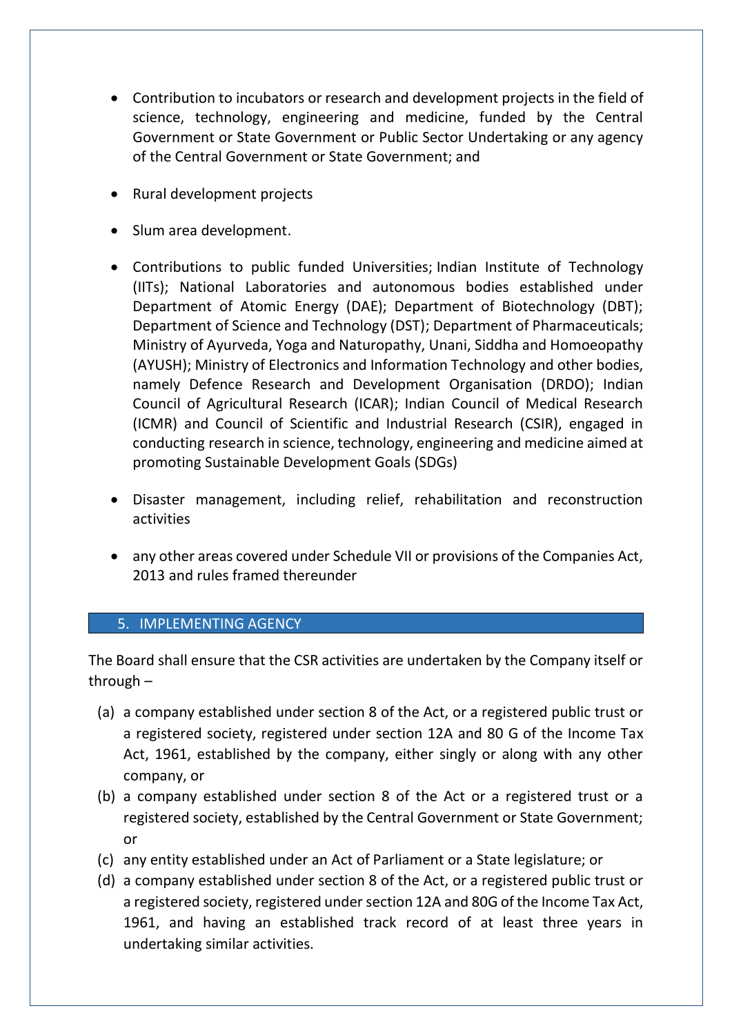- Contribution to incubators or research and development projects in the field of science, technology, engineering and medicine, funded by the Central Government or State Government or Public Sector Undertaking or any agency of the Central Government or State Government; and

- Rural development projects

- Slum area development.

- Contributions to public funded Universities; Indian Institute of Technology (IITs); National Laboratories and autonomous bodies established under Department of Atomic Energy (DAE); Department of Biotechnology (DBT); Department of Science and Technology (DST); Department of Pharmaceuticals; Ministry of Ayurveda, Yoga and Naturopathy, Unani, Siddha and Homoeopathy (AYUSH); Ministry of Electronics and Information Technology and other bodies, namely Defence Research and Development Organisation (DRDO); Indian Council of Agricultural Research (ICAR); Indian Council of Medical Research (ICMR) and Council of Scientific and Industrial Research (CSIR), engaged in conducting research in science, technology, engineering and medicine aimed at promoting Sustainable Development Goals (SDGs)

- Disaster management, including relief, rehabilitation and reconstruction activities

- any other areas covered under Schedule VII or provisions of the Companies Act, 2013 and rules framed thereunder

## 5. IMPLEMENTING AGENCY

The Board shall ensure that the CSR activities are undertaken by the Company itself or through –

(a) a company established under section 8 of the Act, or a registered public trust or a registered society, registered under section 12A and 80 G of the Income Tax Act, 1961, established by the company, either singly or along with any other company, or

(b) a company established under section 8 of the Act or a registered trust or a registered society, established by the Central Government or State Government; or

(c) any entity established under an Act of Parliament or a State legislature; or

(d) a company established under section 8 of the Act, or a registered public trust or a registered society, registered under section 12A and 80G of the Income Tax Act, 1961, and having an established track record of at least three years in undertaking similar activities.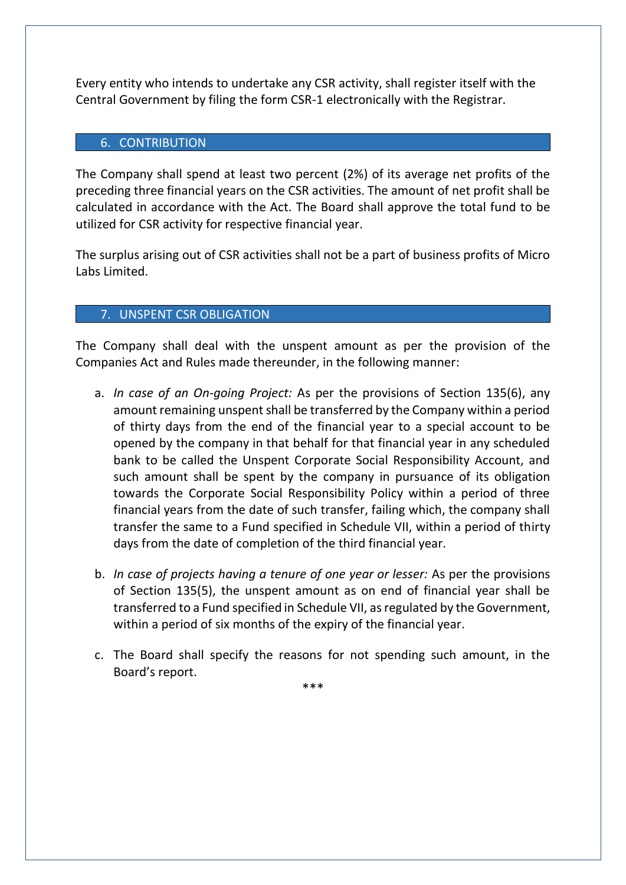Every entity who intends to undertake any CSR activity, shall register itself with the Central Government by filing the form CSR-1 electronically with the Registrar.

## 6. CONTRIBUTION

The Company shall spend at least two percent (2%) of its average net profits of the preceding three financial years on the CSR activities. The amount of net profit shall be calculated in accordance with the Act. The Board shall approve the total fund to be utilized for CSR activity for respective financial year.

The surplus arising out of CSR activities shall not be a part of business profits of Micro Labs Limited.

## 7. UNSPENT CSR OBLIGATION

The Company shall deal with the unspent amount as per the provision of the Companies Act and Rules made thereunder, in the following manner:

a. *In case of an On-going Project:* As per the provisions of Section 135(6), any amount remaining unspent shall be transferred by the Company within a period of thirty days from the end of the financial year to a special account to be opened by the company in that behalf for that financial year in any scheduled bank to be called the Unspent Corporate Social Responsibility Account, and such amount shall be spent by the company in pursuance of its obligation towards the Corporate Social Responsibility Policy within a period of three financial years from the date of such transfer, failing which, the company shall transfer the same to a Fund specified in Schedule VII, within a period of thirty days from the date of completion of the third financial year.

b. *In case of projects having a tenure of one year or lesser:* As per the provisions of Section 135(5), the unspent amount as on end of financial year shall be transferred to a Fund specified in Schedule VII, as regulated by the Government, within a period of six months of the expiry of the financial year.

c. The Board shall specify the reasons for not spending such amount, in the Board's report.

***